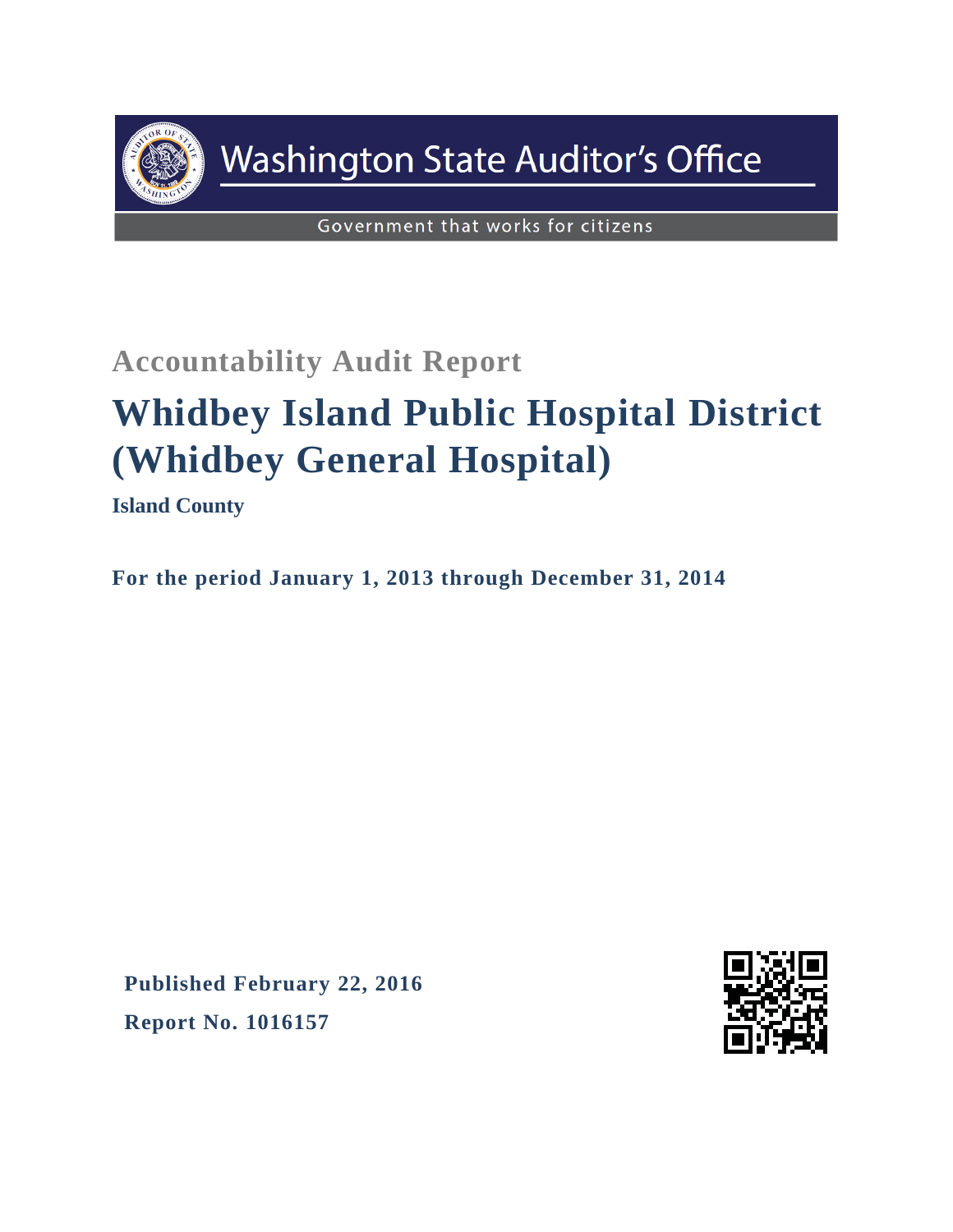Washington State Auditor's Office

Government that works for citizens

## Accountability Audit Report

# Whidbey Island Public Hospital District (Whidbey General Hospital)

**Island County**

**For the period January 1, 2013 through December 31, 2014**

**Published February 22, 2016**

**Report No. 1016157**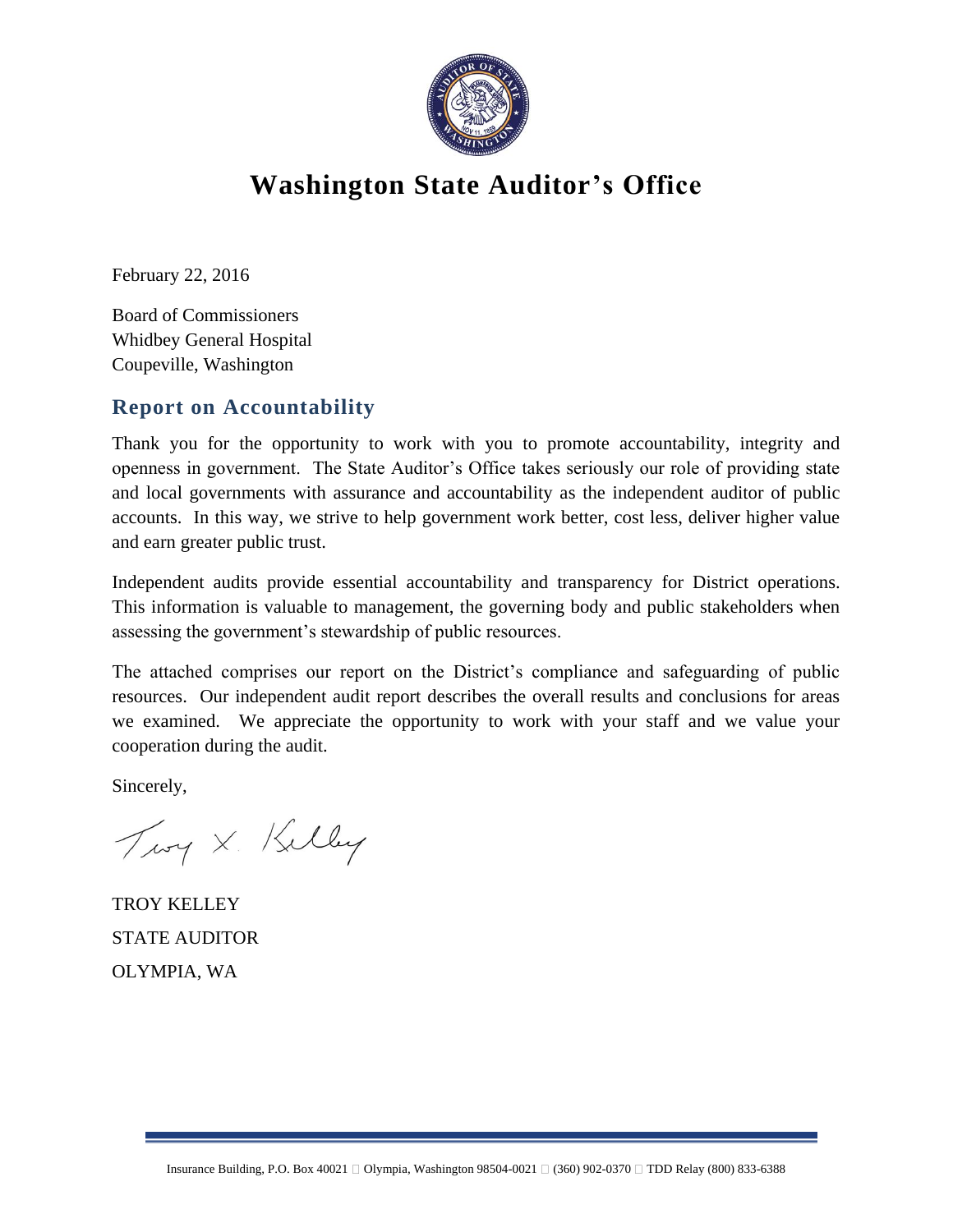# Washington State Auditor's Office

February 22, 2016

Board of Commissioners
Whidbey General Hospital
Coupeville, Washington

## Report on Accountability

Thank you for the opportunity to work with you to promote accountability, integrity and openness in government. The State Auditor's Office takes seriously our role of providing state and local governments with assurance and accountability as the independent auditor of public accounts. In this way, we strive to help government work better, cost less, deliver higher value and earn greater public trust.

Independent audits provide essential accountability and transparency for District operations. This information is valuable to management, the governing body and public stakeholders when assessing the government's stewardship of public resources.

The attached comprises our report on the District's compliance and safeguarding of public resources. Our independent audit report describes the overall results and conclusions for areas we examined. We appreciate the opportunity to work with your staff and we value your cooperation during the audit.

Sincerely,

Troy X. Kelley

TROY KELLEY
STATE AUDITOR
OLYMPIA, WA

Insurance Building, P.O. Box 40021 ▯ Olympia, Washington 98504-0021 ▯ (360) 902-0370 ▯ TDD Relay (800) 833-6388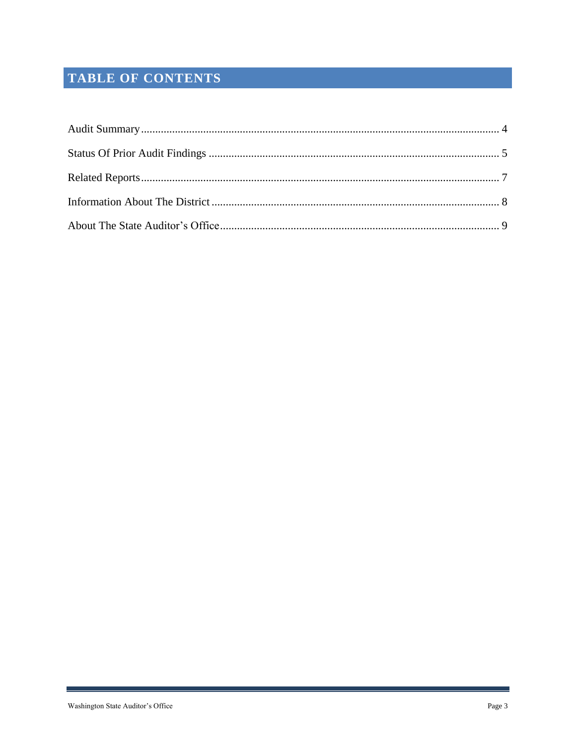# TABLE OF CONTENTS

Audit Summary .................................................................................................................................. 4

Status Of Prior Audit Findings ......................................................................................................... 5

Related Reports ................................................................................................................................. 7

Information About The District ....................................................................................................... 8

About The State Auditor's Office ..................................................................................................... 9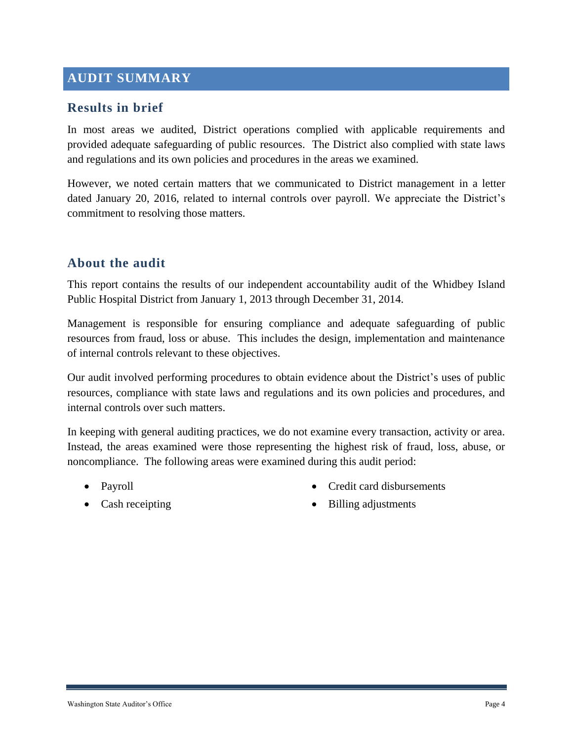# AUDIT SUMMARY

## Results in brief

In most areas we audited, District operations complied with applicable requirements and provided adequate safeguarding of public resources. The District also complied with state laws and regulations and its own policies and procedures in the areas we examined.

However, we noted certain matters that we communicated to District management in a letter dated January 20, 2016, related to internal controls over payroll. We appreciate the District's commitment to resolving those matters.

## About the audit

This report contains the results of our independent accountability audit of the Whidbey Island Public Hospital District from January 1, 2013 through December 31, 2014.

Management is responsible for ensuring compliance and adequate safeguarding of public resources from fraud, loss or abuse. This includes the design, implementation and maintenance of internal controls relevant to these objectives.

Our audit involved performing procedures to obtain evidence about the District's uses of public resources, compliance with state laws and regulations and its own policies and procedures, and internal controls over such matters.

In keeping with general auditing practices, we do not examine every transaction, activity or area. Instead, the areas examined were those representing the highest risk of fraud, loss, abuse, or noncompliance. The following areas were examined during this audit period:

- Payroll
- Cash receipting
- Credit card disbursements
- Billing adjustments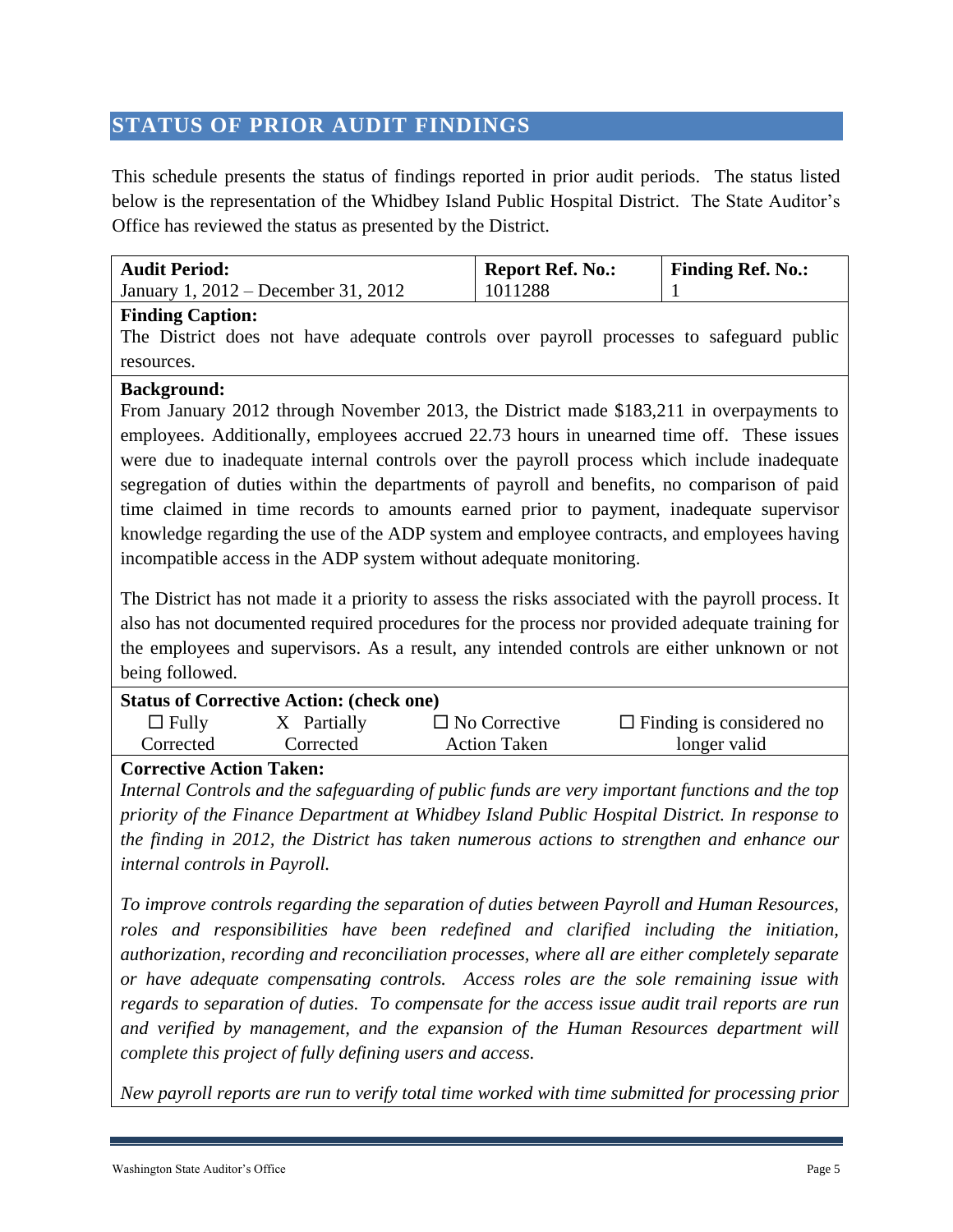## STATUS OF PRIOR AUDIT FINDINGS

This schedule presents the status of findings reported in prior audit periods. The status listed below is the representation of the Whidbey Island Public Hospital District. The State Auditor's Office has reviewed the status as presented by the District.

| **Audit Period:** | **Report Ref. No.:** | **Finding Ref. No.:** |
|---|---|---|
| January 1, 2012 – December 31, 2012 | 1011288 | 1 |

**Finding Caption:**
The District does not have adequate controls over payroll processes to safeguard public resources.

**Background:**
From January 2012 through November 2013, the District made $183,211 in overpayments to employees. Additionally, employees accrued 22.73 hours in unearned time off. These issues were due to inadequate internal controls over the payroll process which include inadequate segregation of duties within the departments of payroll and benefits, no comparison of paid time claimed in time records to amounts earned prior to payment, inadequate supervisor knowledge regarding the use of the ADP system and employee contracts, and employees having incompatible access in the ADP system without adequate monitoring.

The District has not made it a priority to assess the risks associated with the payroll process. It also has not documented required procedures for the process nor provided adequate training for the employees and supervisors. As a result, any intended controls are either unknown or not being followed.

**Status of Corrective Action: (check one)**

| ☐ Fully Corrected | X Partially Corrected | ☐ No Corrective Action Taken | ☐ Finding is considered no longer valid |
|---|---|---|---|

**Corrective Action Taken:**
*Internal Controls and the safeguarding of public funds are very important functions and the top priority of the Finance Department at Whidbey Island Public Hospital District. In response to the finding in 2012, the District has taken numerous actions to strengthen and enhance our internal controls in Payroll.*

*To improve controls regarding the separation of duties between Payroll and Human Resources, roles and responsibilities have been redefined and clarified including the initiation, authorization, recording and reconciliation processes, where all are either completely separate or have adequate compensating controls. Access roles are the sole remaining issue with regards to separation of duties. To compensate for the access issue audit trail reports are run and verified by management, and the expansion of the Human Resources department will complete this project of fully defining users and access.*

*New payroll reports are run to verify total time worked with time submitted for processing prior*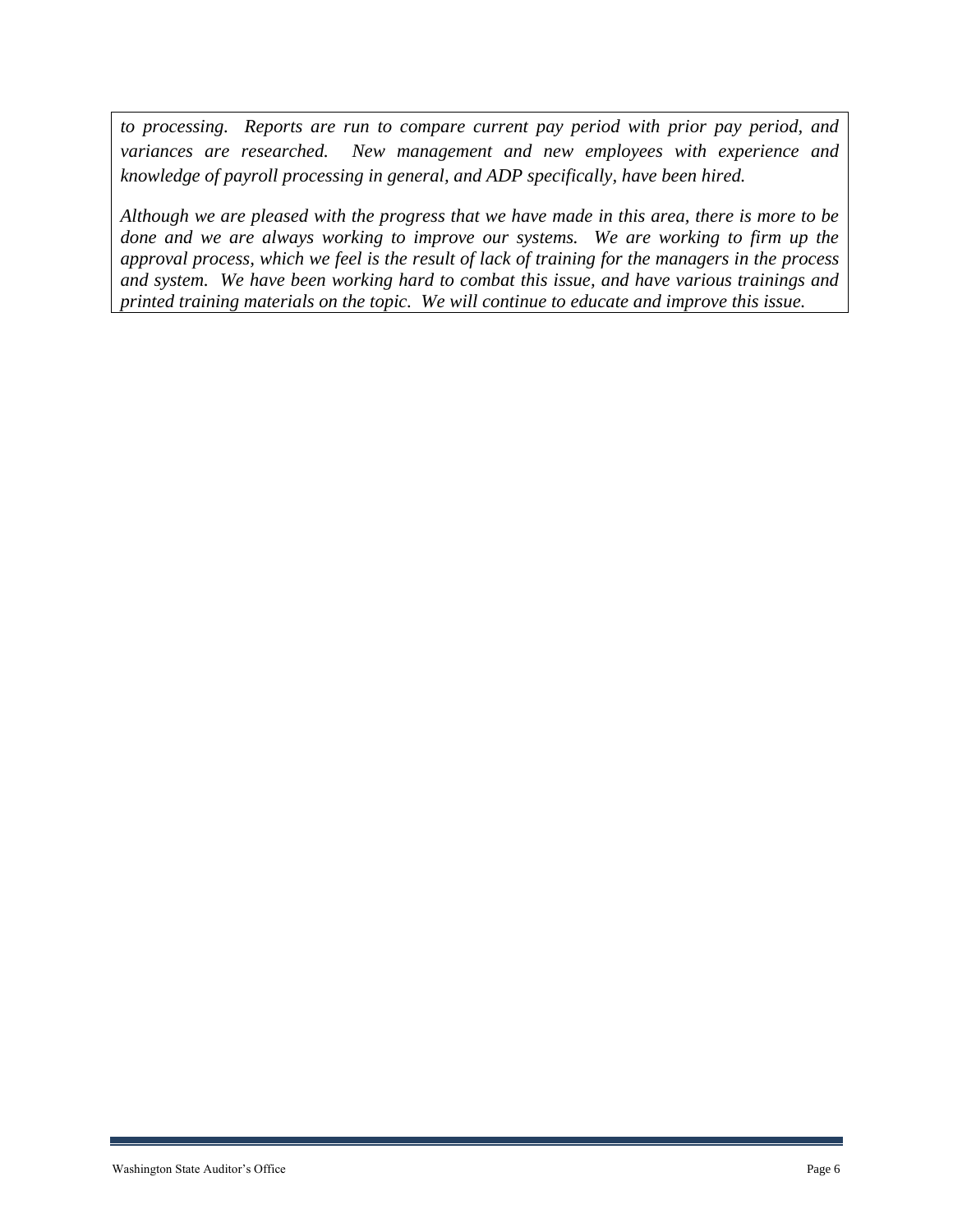*to processing. Reports are run to compare current pay period with prior pay period, and variances are researched. New management and new employees with experience and knowledge of payroll processing in general, and ADP specifically, have been hired.*

*Although we are pleased with the progress that we have made in this area, there is more to be done and we are always working to improve our systems. We are working to firm up the approval process, which we feel is the result of lack of training for the managers in the process and system. We have been working hard to combat this issue, and have various trainings and printed training materials on the topic. We will continue to educate and improve this issue.*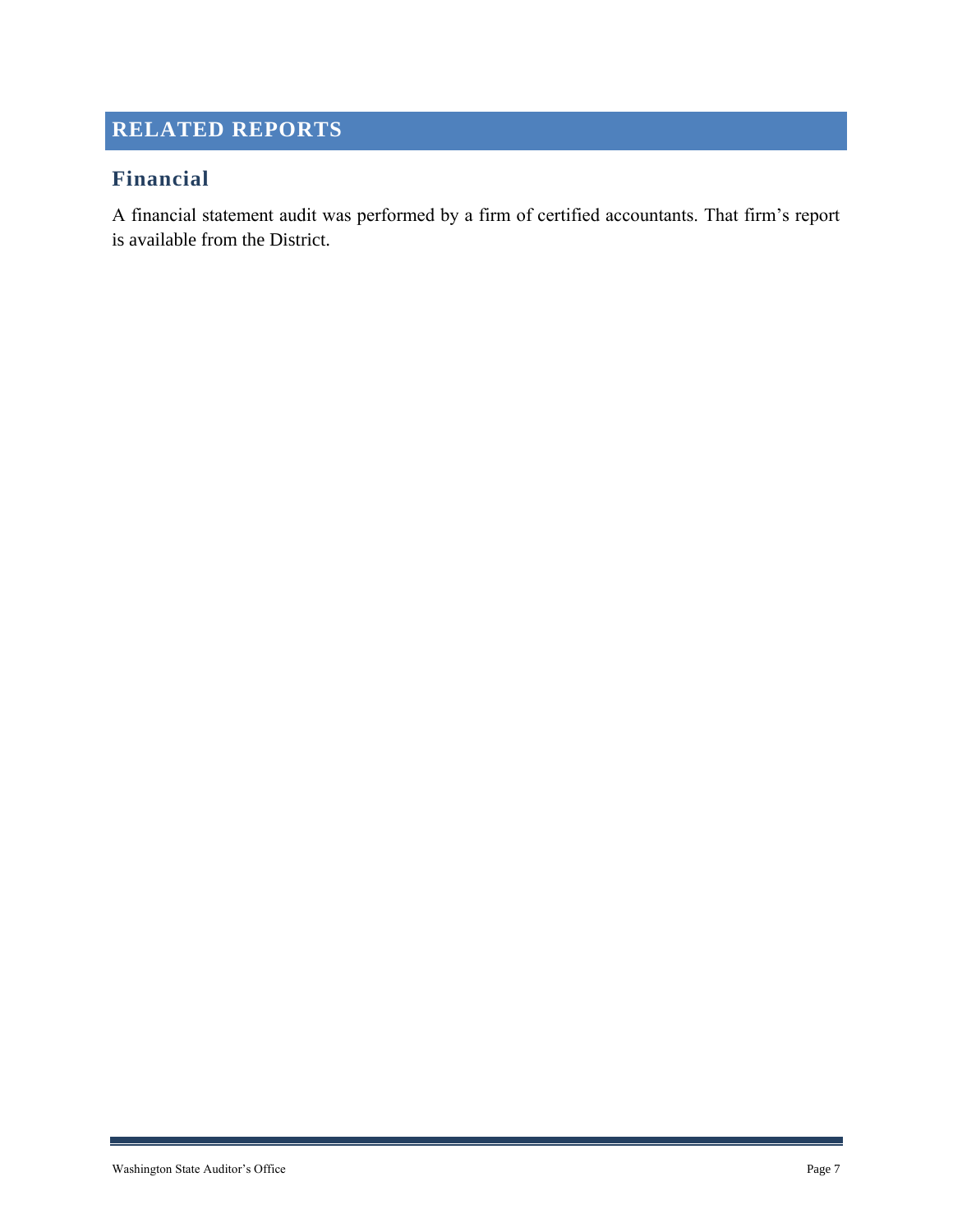# RELATED REPORTS

## Financial

A financial statement audit was performed by a firm of certified accountants. That firm's report is available from the District.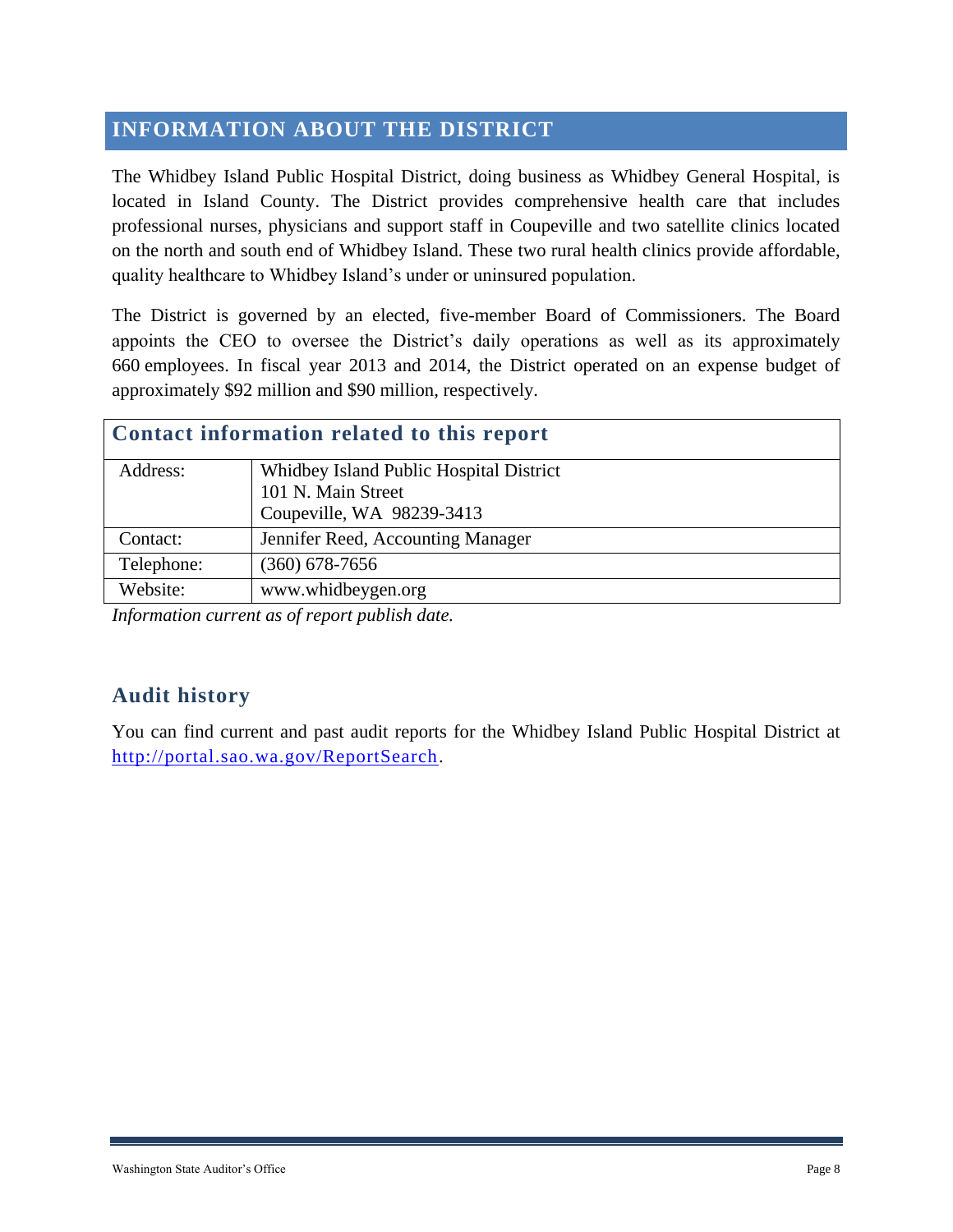# INFORMATION ABOUT THE DISTRICT

The Whidbey Island Public Hospital District, doing business as Whidbey General Hospital, is located in Island County. The District provides comprehensive health care that includes professional nurses, physicians and support staff in Coupeville and two satellite clinics located on the north and south end of Whidbey Island. These two rural health clinics provide affordable, quality healthcare to Whidbey Island's under or uninsured population.

The District is governed by an elected, five-member Board of Commissioners. The Board appoints the CEO to oversee the District's daily operations as well as its approximately 660 employees. In fiscal year 2013 and 2014, the District operated on an expense budget of approximately $92 million and $90 million, respectively.

| Contact information related to this report | |
|---|---|
| Address: | Whidbey Island Public Hospital District<br>101 N. Main Street<br>Coupeville, WA 98239-3413 |
| Contact: | Jennifer Reed, Accounting Manager |
| Telephone: | (360) 678-7656 |
| Website: | www.whidbeygen.org |

*Information current as of report publish date.*

## Audit history

You can find current and past audit reports for the Whidbey Island Public Hospital District at [http://portal.sao.wa.gov/ReportSearch](http://portal.sao.wa.gov/ReportSearch).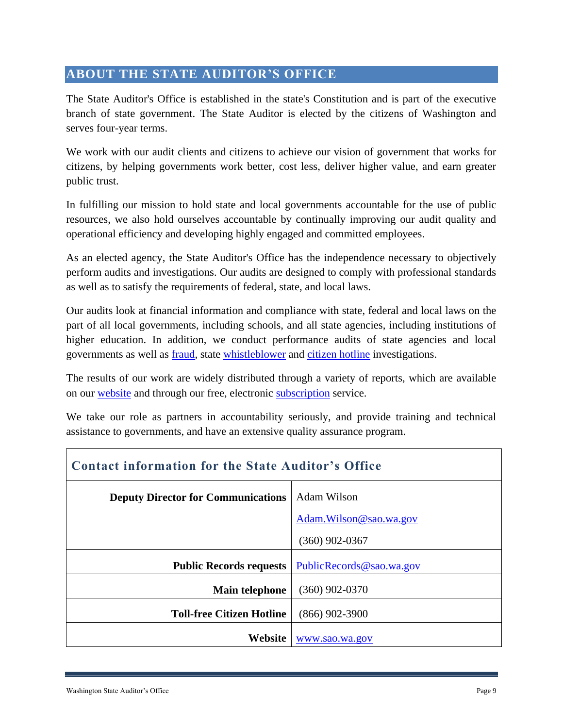## ABOUT THE STATE AUDITOR'S OFFICE

The State Auditor's Office is established in the state's Constitution and is part of the executive branch of state government. The State Auditor is elected by the citizens of Washington and serves four-year terms.

We work with our audit clients and citizens to achieve our vision of government that works for citizens, by helping governments work better, cost less, deliver higher value, and earn greater public trust.

In fulfilling our mission to hold state and local governments accountable for the use of public resources, we also hold ourselves accountable by continually improving our audit quality and operational efficiency and developing highly engaged and committed employees.

As an elected agency, the State Auditor's Office has the independence necessary to objectively perform audits and investigations. Our audits are designed to comply with professional standards as well as to satisfy the requirements of federal, state, and local laws.

Our audits look at financial information and compliance with state, federal and local laws on the part of all local governments, including schools, and all state agencies, including institutions of higher education. In addition, we conduct performance audits of state agencies and local governments as well as fraud, state whistleblower and citizen hotline investigations.

The results of our work are widely distributed through a variety of reports, which are available on our website and through our free, electronic subscription service.

We take our role as partners in accountability seriously, and provide training and technical assistance to governments, and have an extensive quality assurance program.

| Contact information for the State Auditor's Office | |
|---|---|
| **Deputy Director for Communications** | Adam Wilson<br>Adam.Wilson@sao.wa.gov<br>(360) 902-0367 |
| **Public Records requests** | PublicRecords@sao.wa.gov |
| **Main telephone** | (360) 902-0370 |
| **Toll-free Citizen Hotline** | (866) 902-3900 |
| **Website** | www.sao.wa.gov |